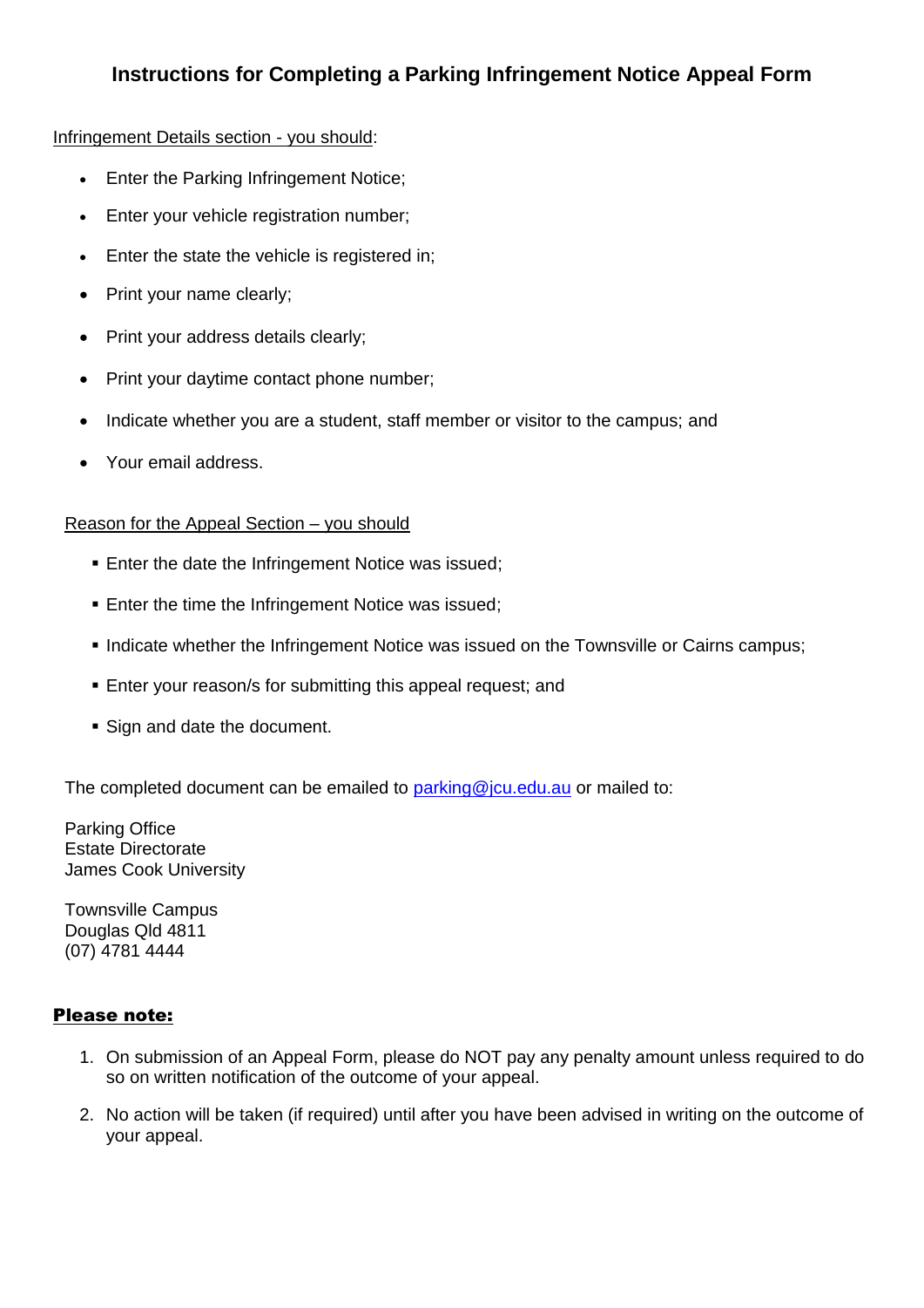# Instructions for Completing a Parking Infringement Notice Appeal Form

Infringement Details section - you should:

- Enter the Parking Infringement Notice;
- Enter your vehicle registration number;
- Enter the state the vehicle is registered in;
- Print your name clearly;
- Print your address details clearly;
- Print your daytime contact phone number;
- Indicate whether you are a student, staff member or visitor to the campus; and
- Your email address.

Reason for the Appeal Section – you should

- Enter the date the Infringement Notice was issued;
- Enter the time the Infringement Notice was issued;
- Indicate whether the Infringement Notice was issued on the Townsville or Cairns campus;
- Enter your reason/s for submitting this appeal request; and
- Sign and date the document.

The completed document can be emailed to parking@jcu.edu.au or mailed to:

Parking Office
Estate Directorate
James Cook University

Townsville Campus
Douglas Qld 4811
(07) 4781 4444

**Please note:**

1. On submission of an Appeal Form, please do NOT pay any penalty amount unless required to do so on written notification of the outcome of your appeal.
2. No action will be taken (if required) until after you have been advised in writing on the outcome of your appeal.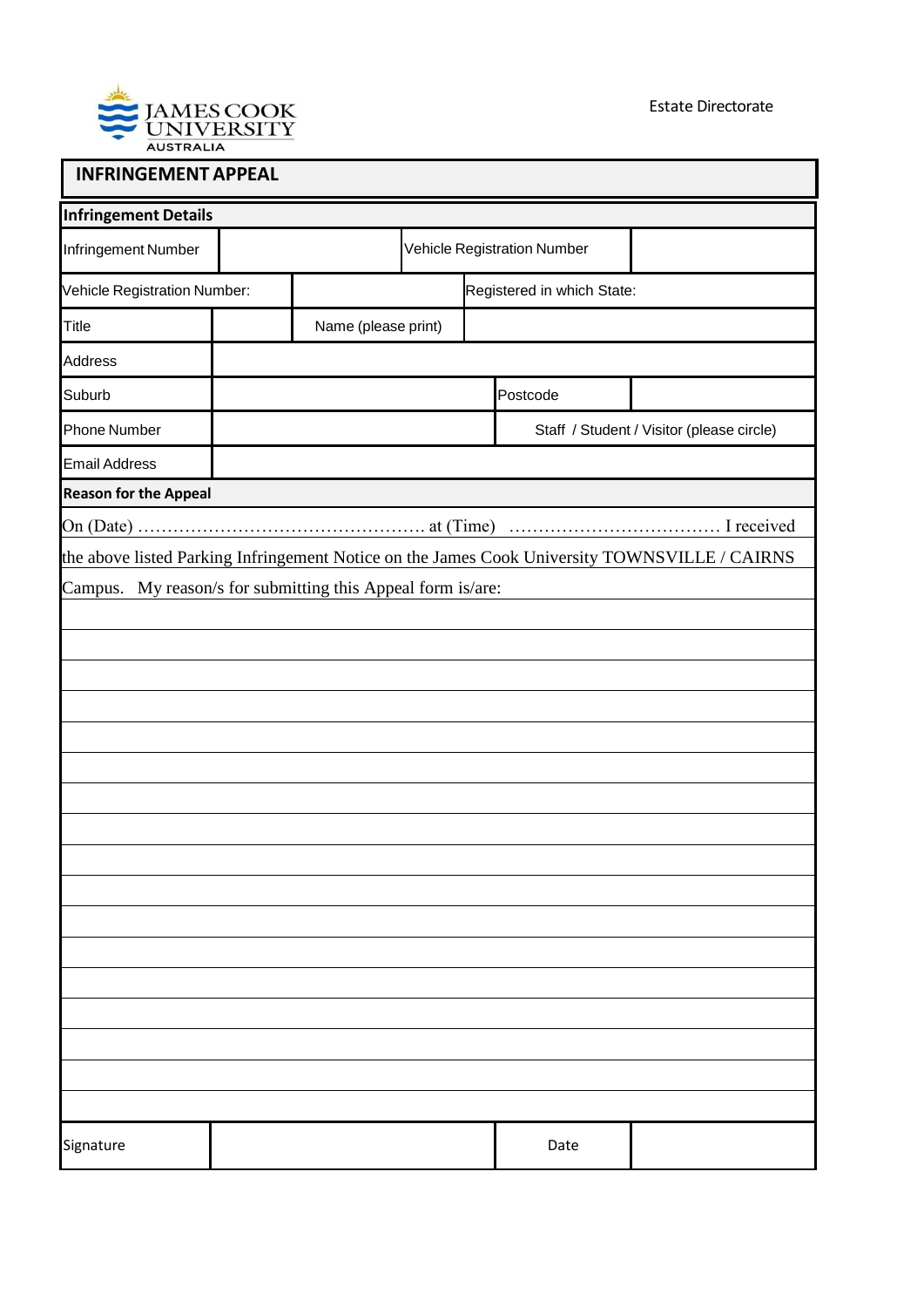JAMES COOK UNIVERSITY AUSTRALIA

Estate Directorate

# INFRINGEMENT APPEAL

## Infringement Details

| | | | |
|---|---|---|---|
| Infringement Number | | Vehicle Registration Number | |
| Vehicle Registration Number: | | Registered in which State: | |
| Title | | Name (please print) | |
| Address | | | |
| Suburb | | Postcode | |
| Phone Number | | Staff / Student / Visitor (please circle) | |
| Email Address | | | |

## Reason for the Appeal

On (Date) ………………………………………….. at (Time) ……………………………… I received the above listed Parking Infringement Notice on the James Cook University TOWNSVILLE / CAIRNS Campus. My reason/s for submitting this Appeal form is/are:

| | | | |
|---|---|---|---|
| Signature | | Date | |